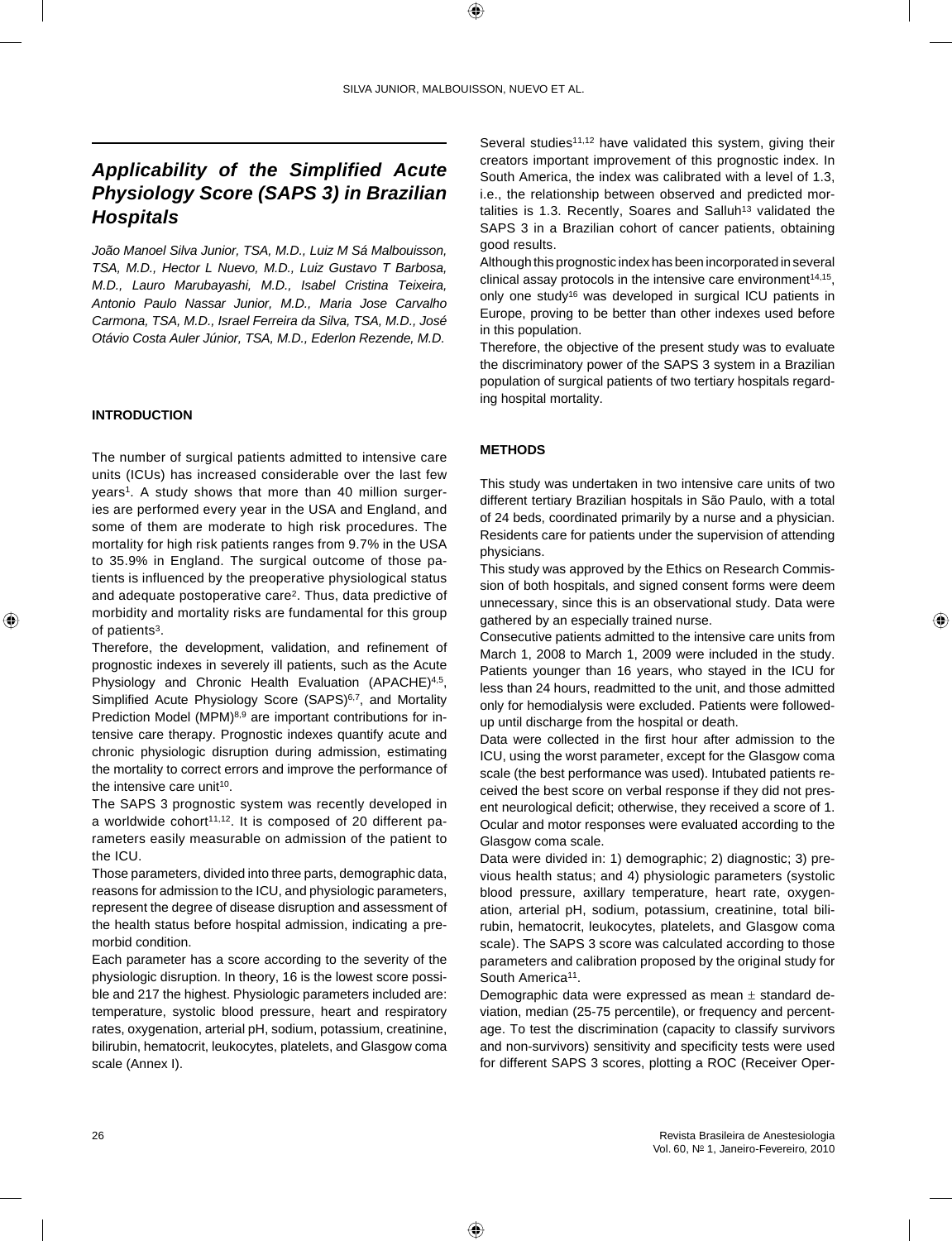# Applicability of the Simplified Acute Physiology Score (SAPS 3) in Brazilian Hospitals

*João Manoel Silva Junior, TSA, M.D., Luiz M Sá Malbouisson, TSA, M.D., Hector L Nuevo, M.D., Luiz Gustavo T Barbosa, M.D., Lauro Marubayashi, M.D., Isabel Cristina Teixeira, Antonio Paulo Nassar Junior, M.D., Maria Jose Carvalho Carmona, TSA, M.D., Israel Ferreira da Silva, TSA, M.D., José Otávio Costa Auler Júnior, TSA, M.D., Ederlon Rezende, M.D.*

## INTRODUCTION

The number of surgical patients admitted to intensive care units (ICUs) has increased considerable over the last few years[1]. A study shows that more than 40 million surgeries are performed every year in the USA and England, and some of them are moderate to high risk procedures. The mortality for high risk patients ranges from 9.7% in the USA to 35.9% in England. The surgical outcome of those patients is influenced by the preoperative physiological status and adequate postoperative care[2]. Thus, data predictive of morbidity and mortality risks are fundamental for this group of patients[3].

Therefore, the development, validation, and refinement of prognostic indexes in severely ill patients, such as the Acute Physiology and Chronic Health Evaluation (APACHE)[4,5], Simplified Acute Physiology Score (SAPS)[6,7], and Mortality Prediction Model (MPM)[8,9] are important contributions for intensive care therapy. Prognostic indexes quantify acute and chronic physiologic disruption during admission, estimating the mortality to correct errors and improve the performance of the intensive care unit[10].

The SAPS 3 prognostic system was recently developed in a worldwide cohort[11,12]. It is composed of 20 different parameters easily measurable on admission of the patient to the ICU.

Those parameters, divided into three parts, demographic data, reasons for admission to the ICU, and physiologic parameters, represent the degree of disease disruption and assessment of the health status before hospital admission, indicating a premorbid condition.

Each parameter has a score according to the severity of the physiologic disruption. In theory, 16 is the lowest score possible and 217 the highest. Physiologic parameters included are: temperature, systolic blood pressure, heart and respiratory rates, oxygenation, arterial pH, sodium, potassium, creatinine, bilirubin, hematocrit, leukocytes, platelets, and Glasgow coma scale (Annex I).

Several studies[11,12] have validated this system, giving their creators important improvement of this prognostic index. In South America, the index was calibrated with a level of 1.3, i.e., the relationship between observed and predicted mortalities is 1.3. Recently, Soares and Salluh[13] validated the SAPS 3 in a Brazilian cohort of cancer patients, obtaining good results.

Although this prognostic index has been incorporated in several clinical assay protocols in the intensive care environment[14,15], only one study[16] was developed in surgical ICU patients in Europe, proving to be better than other indexes used before in this population.

Therefore, the objective of the present study was to evaluate the discriminatory power of the SAPS 3 system in a Brazilian population of surgical patients of two tertiary hospitals regarding hospital mortality.

## METHODS

This study was undertaken in two intensive care units of two different tertiary Brazilian hospitals in São Paulo, with a total of 24 beds, coordinated primarily by a nurse and a physician. Residents care for patients under the supervision of attending physicians.

This study was approved by the Ethics on Research Commission of both hospitals, and signed consent forms were deem unnecessary, since this is an observational study. Data were gathered by an especially trained nurse.

Consecutive patients admitted to the intensive care units from March 1, 2008 to March 1, 2009 were included in the study. Patients younger than 16 years, who stayed in the ICU for less than 24 hours, readmitted to the unit, and those admitted only for hemodialysis were excluded. Patients were followed-up until discharge from the hospital or death.

Data were collected in the first hour after admission to the ICU, using the worst parameter, except for the Glasgow coma scale (the best performance was used). Intubated patients received the best score on verbal response if they did not present neurological deficit; otherwise, they received a score of 1. Ocular and motor responses were evaluated according to the Glasgow coma scale.

Data were divided in: 1) demographic; 2) diagnostic; 3) previous health status; and 4) physiologic parameters (systolic blood pressure, axillary temperature, heart rate, oxygenation, arterial pH, sodium, potassium, creatinine, total bilirubin, hematocrit, leukocytes, platelets, and Glasgow coma scale). The SAPS 3 score was calculated according to those parameters and calibration proposed by the original study for South America[11].

Demographic data were expressed as mean ± standard deviation, median (25-75 percentile), or frequency and percentage. To test the discrimination (capacity to classify survivors and non-survivors) sensitivity and specificity tests were used for different SAPS 3 scores, plotting a ROC (Receiver Oper-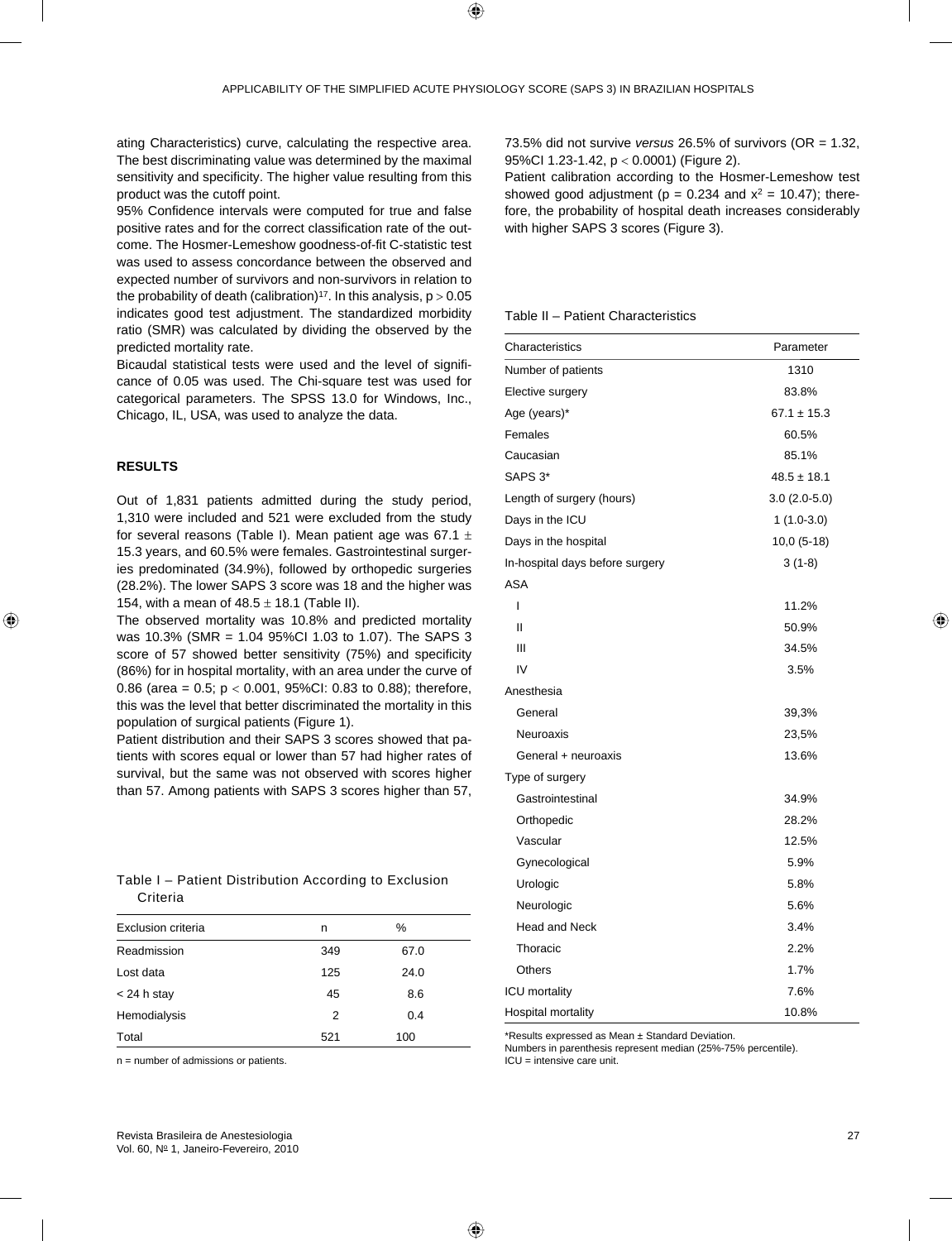ating Characteristics) curve, calculating the respective area. The best discriminating value was determined by the maximal sensitivity and specificity. The higher value resulting from this product was the cutoff point.

95% Confidence intervals were computed for true and false positive rates and for the correct classification rate of the outcome. The Hosmer-Lemeshow goodness-of-fit C-statistic test was used to assess concordance between the observed and expected number of survivors and non-survivors in relation to the probability of death (calibration)[17]. In this analysis, $p > 0.05$ indicates good test adjustment. The standardized morbidity ratio (SMR) was calculated by dividing the observed by the predicted mortality rate.

Bicaudal statistical tests were used and the level of significance of 0.05 was used. The Chi-square test was used for categorical parameters. The SPSS 13.0 for Windows, Inc., Chicago, IL, USA, was used to analyze the data.

## RESULTS

Out of 1,831 patients admitted during the study period, 1,310 were included and 521 were excluded from the study for several reasons (Table I). Mean patient age was 67.1 ± 15.3 years, and 60.5% were females. Gastrointestinal surgeries predominated (34.9%), followed by orthopedic surgeries (28.2%). The lower SAPS 3 score was 18 and the higher was 154, with a mean of 48.5 ± 18.1 (Table II).

The observed mortality was 10.8% and predicted mortality was 10.3% (SMR = 1.04 95%CI 1.03 to 1.07). The SAPS 3 score of 57 showed better sensitivity (75%) and specificity (86%) for in hospital mortality, with an area under the curve of 0.86 (area = 0.5; $p < 0.001$, 95%CI: 0.83 to 0.88); therefore, this was the level that better discriminated the mortality in this population of surgical patients (Figure 1).

Patient distribution and their SAPS 3 scores showed that patients with scores equal or lower than 57 had higher rates of survival, but the same was not observed with scores higher than 57. Among patients with SAPS 3 scores higher than 57, 73.5% did not survive *versus* 26.5% of survivors (OR = 1.32, 95%CI 1.23-1.42, $p < 0.0001$) (Figure 2).

Patient calibration according to the Hosmer-Lemeshow test showed good adjustment ($p = 0.234$ and $x^2 = 10.47$); therefore, the probability of hospital death increases considerably with higher SAPS 3 scores (Figure 3).

Table I – Patient Distribution According to Exclusion Criteria

| Exclusion criteria | n | % |
|---|---|---|
| Readmission | 349 | 67.0 |
| Lost data | 125 | 24.0 |
| < 24 h stay | 45 | 8.6 |
| Hemodialysis | 2 | 0.4 |
| Total | 521 | 100 |

n = number of admissions or patients.

Table II – Patient Characteristics

| Characteristics | Parameter |
|---|---|
| Number of patients | 1310 |
| Elective surgery | 83.8% |
| Age (years)* | 67.1 ± 15.3 |
| Females | 60.5% |
| Caucasian | 85.1% |
| SAPS 3* | 48.5 ± 18.1 |
| Length of surgery (hours) | 3.0 (2.0-5.0) |
| Days in the ICU | 1 (1.0-3.0) |
| Days in the hospital | 10,0 (5-18) |
| In-hospital days before surgery | 3 (1-8) |
| ASA | |
| I | 11.2% |
| II | 50.9% |
| III | 34.5% |
| IV | 3.5% |
| Anesthesia | |
| General | 39,3% |
| Neuroaxis | 23,5% |
| General + neuroaxis | 13.6% |
| Type of surgery | |
| Gastrointestinal | 34.9% |
| Orthopedic | 28.2% |
| Vascular | 12.5% |
| Gynecological | 5.9% |
| Urologic | 5.8% |
| Neurologic | 5.6% |
| Head and Neck | 3.4% |
| Thoracic | 2.2% |
| Others | 1.7% |
| ICU mortality | 7.6% |
| Hospital mortality | 10.8% |

*Results expressed as Mean ± Standard Deviation.
Numbers in parenthesis represent median (25%-75% percentile).
ICU = intensive care unit.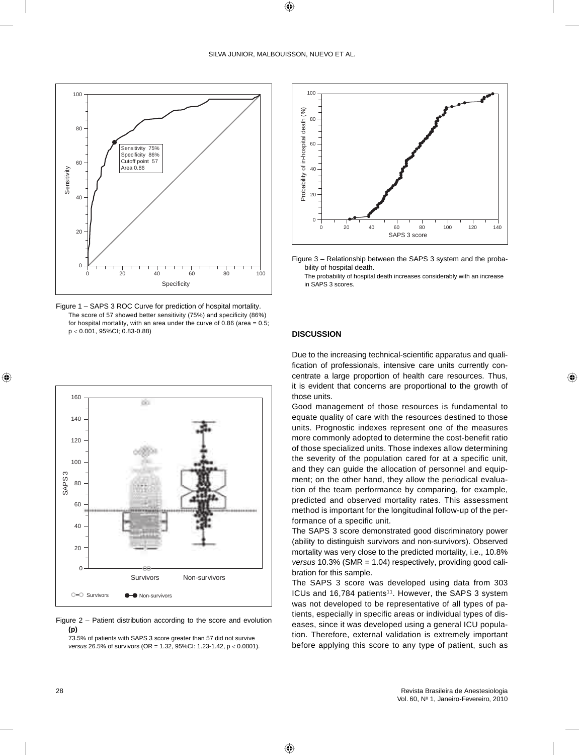Figure 1 – SAPS 3 ROC Curve for prediction of hospital mortality.
The score of 57 showed better sensitivity (75%) and specificity (86%) for hospital mortality, with an area under the curve of 0.86 (area = 0.5; $p < 0.001$, 95%CI; 0.83-0.88)

Figure 2 – Patient distribution according to the score and evolution **(p)**
73.5% of patients with SAPS 3 score greater than 57 did not survive *versus* 26.5% of survivors (OR = 1.32, 95%CI: 1.23-1.42, $p < 0.0001$).

Figure 3 – Relationship between the SAPS 3 system and the probability of hospital death.
The probability of hospital death increases considerably with an increase in SAPS 3 scores.

## DISCUSSION

Due to the increasing technical-scientific apparatus and qualification of professionals, intensive care units currently concentrate a large proportion of health care resources. Thus, it is evident that concerns are proportional to the growth of those units.

Good management of those resources is fundamental to equate quality of care with the resources destined to those units. Prognostic indexes represent one of the measures more commonly adopted to determine the cost-benefit ratio of those specialized units. Those indexes allow determining the severity of the population cared for at a specific unit, and they can guide the allocation of personnel and equipment; on the other hand, they allow the periodical evaluation of the team performance by comparing, for example, predicted and observed mortality rates. This assessment method is important for the longitudinal follow-up of the performance of a specific unit.

The SAPS 3 score demonstrated good discriminatory power (ability to distinguish survivors and non-survivors). Observed mortality was very close to the predicted mortality, i.e., 10.8% *versus* 10.3% (SMR = 1.04) respectively, providing good calibration for this sample.

The SAPS 3 score was developed using data from 303 ICUs and 16,784 patients[11]. However, the SAPS 3 system was not developed to be representative of all types of patients, especially in specific areas or individual types of diseases, since it was developed using a general ICU population. Therefore, external validation is extremely important before applying this score to any type of patient, such as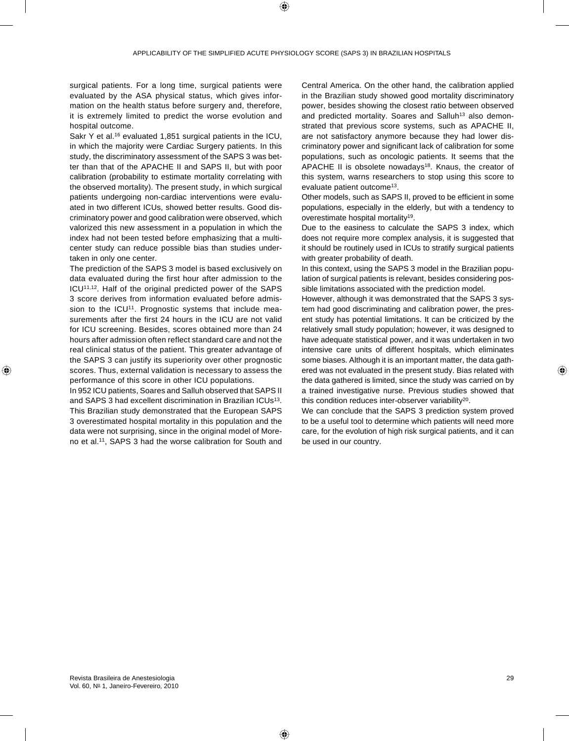surgical patients. For a long time, surgical patients were evaluated by the ASA physical status, which gives information on the health status before surgery and, therefore, it is extremely limited to predict the worse evolution and hospital outcome.

Sakr Y et al.[16] evaluated 1,851 surgical patients in the ICU, in which the majority were Cardiac Surgery patients. In this study, the discriminatory assessment of the SAPS 3 was better than that of the APACHE II and SAPS II, but with poor calibration (probability to estimate mortality correlating with the observed mortality). The present study, in which surgical patients undergoing non-cardiac interventions were evaluated in two different ICUs, showed better results. Good discriminatory power and good calibration were observed, which valorized this new assessment in a population in which the index had not been tested before emphasizing that a multicenter study can reduce possible bias than studies undertaken in only one center.

The prediction of the SAPS 3 model is based exclusively on data evaluated during the first hour after admission to the ICU[11,12]. Half of the original predicted power of the SAPS 3 score derives from information evaluated before admission to the ICU[11]. Prognostic systems that include measurements after the first 24 hours in the ICU are not valid for ICU screening. Besides, scores obtained more than 24 hours after admission often reflect standard care and not the real clinical status of the patient. This greater advantage of the SAPS 3 can justify its superiority over other prognostic scores. Thus, external validation is necessary to assess the performance of this score in other ICU populations.

In 952 ICU patients, Soares and Salluh observed that SAPS II and SAPS 3 had excellent discrimination in Brazilian ICUs[13]. This Brazilian study demonstrated that the European SAPS 3 overestimated hospital mortality in this population and the data were not surprising, since in the original model of Moreno et al.[11], SAPS 3 had the worse calibration for South and Central America. On the other hand, the calibration applied in the Brazilian study showed good mortality discriminatory power, besides showing the closest ratio between observed and predicted mortality. Soares and Salluh[13] also demonstrated that previous score systems, such as APACHE II, are not satisfactory anymore because they had lower discriminatory power and significant lack of calibration for some populations, such as oncologic patients. It seems that the APACHE II is obsolete nowadays[18]. Knaus, the creator of this system, warns researchers to stop using this score to evaluate patient outcome[13].

Other models, such as SAPS II, proved to be efficient in some populations, especially in the elderly, but with a tendency to overestimate hospital mortality[19].

Due to the easiness to calculate the SAPS 3 index, which does not require more complex analysis, it is suggested that it should be routinely used in ICUs to stratify surgical patients with greater probability of death.

In this context, using the SAPS 3 model in the Brazilian population of surgical patients is relevant, besides considering possible limitations associated with the prediction model.

However, although it was demonstrated that the SAPS 3 system had good discriminating and calibration power, the present study has potential limitations. It can be criticized by the relatively small study population; however, it was designed to have adequate statistical power, and it was undertaken in two intensive care units of different hospitals, which eliminates some biases. Although it is an important matter, the data gathered was not evaluated in the present study. Bias related with the data gathered is limited, since the study was carried on by a trained investigative nurse. Previous studies showed that this condition reduces inter-observer variability[20].

We can conclude that the SAPS 3 prediction system proved to be a useful tool to determine which patients will need more care, for the evolution of high risk surgical patients, and it can be used in our country.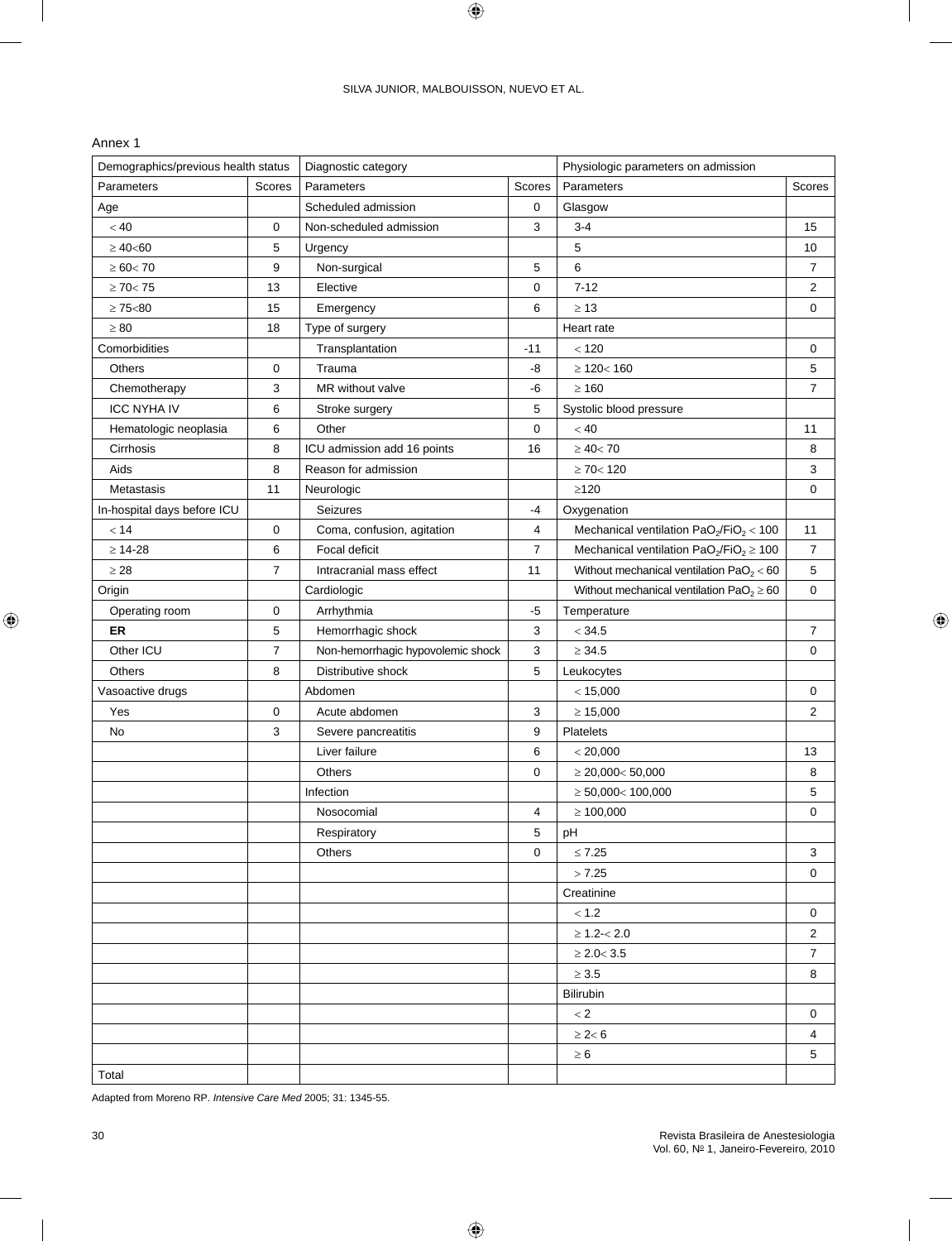Annex 1

| Demographics/previous health status | | Diagnostic category | | Physiologic parameters on admission | |
|---|---|---|---|---|---|
| Parameters | Scores | Parameters | Scores | Parameters | Scores |
| Age | | Scheduled admission | 0 | Glasgow | |
| < 40 | 0 | Non-scheduled admission | 3 | 3-4 | 15 |
| ≥ 40<60 | 5 | Urgency | | 5 | 10 |
| ≥ 60< 70 | 9 | Non-surgical | 5 | 6 | 7 |
| ≥ 70< 75 | 13 | Elective | 0 | 7-12 | 2 |
| ≥ 75<80 | 15 | Emergency | 6 | ≥ 13 | 0 |
| ≥ 80 | 18 | Type of surgery | | Heart rate | |
| Comorbidities | | Transplantation | -11 | < 120 | 0 |
| Others | 0 | Trauma | -8 | ≥ 120< 160 | 5 |
| Chemotherapy | 3 | MR without valve | -6 | ≥ 160 | 7 |
| ICC NYHA IV | 6 | Stroke surgery | 5 | Systolic blood pressure | |
| Hematologic neoplasia | 6 | Other | 0 | < 40 | 11 |
| Cirrhosis | 8 | ICU admission add 16 points | 16 | ≥ 40< 70 | 8 |
| Aids | 8 | Reason for admission | | ≥ 70< 120 | 3 |
| Metastasis | 11 | Neurologic | | ≥120 | 0 |
| In-hospital days before ICU | | Seizures | -4 | Oxygenation | |
| < 14 | 0 | Coma, confusion, agitation | 4 | Mechanical ventilation $PaO_2/FiO_2 < 100$ | 11 |
| ≥ 14-28 | 6 | Focal deficit | 7 | Mechanical ventilation $PaO_2/FiO_2 \geq 100$ | 7 |
| ≥ 28 | 7 | Intracranial mass effect | 11 | Without mechanical ventilation $PaO_2 < 60$ | 5 |
| Origin | | Cardiologic | | Without mechanical ventilation $PaO_2 \geq 60$ | 0 |
| Operating room | 0 | Arrhythmia | -5 | Temperature | |
| **ER** | 5 | Hemorrhagic shock | 3 | < 34.5 | 7 |
| Other ICU | 7 | Non-hemorrhagic hypovolemic shock | 3 | ≥ 34.5 | 0 |
| Others | 8 | Distributive shock | 5 | Leukocytes | |
| Vasoactive drugs | | Abdomen | | < 15,000 | 0 |
| Yes | 0 | Acute abdomen | 3 | ≥ 15,000 | 2 |
| No | 3 | Severe pancreatitis | 9 | Platelets | |
| | | Liver failure | 6 | < 20,000 | 13 |
| | | Others | 0 | ≥ 20,000< 50,000 | 8 |
| | | Infection | | ≥ 50,000< 100,000 | 5 |
| | | Nosocomial | 4 | ≥ 100,000 | 0 |
| | | Respiratory | 5 | pH | |
| | | Others | 0 | ≤ 7.25 | 3 |
| | | | | > 7.25 | 0 |
| | | | | Creatinine | |
| | | | | < 1.2 | 0 |
| | | | | ≥ 1.2-< 2.0 | 2 |
| | | | | ≥ 2.0< 3.5 | 7 |
| | | | | ≥ 3.5 | 8 |
| | | | | Bilirubin | |
| | | | | < 2 | 0 |
| | | | | ≥ 2< 6 | 4 |
| | | | | ≥ 6 | 5 |
| Total | | | | | |

Adapted from Moreno RP. *Intensive Care Med* 2005; 31: 1345-55.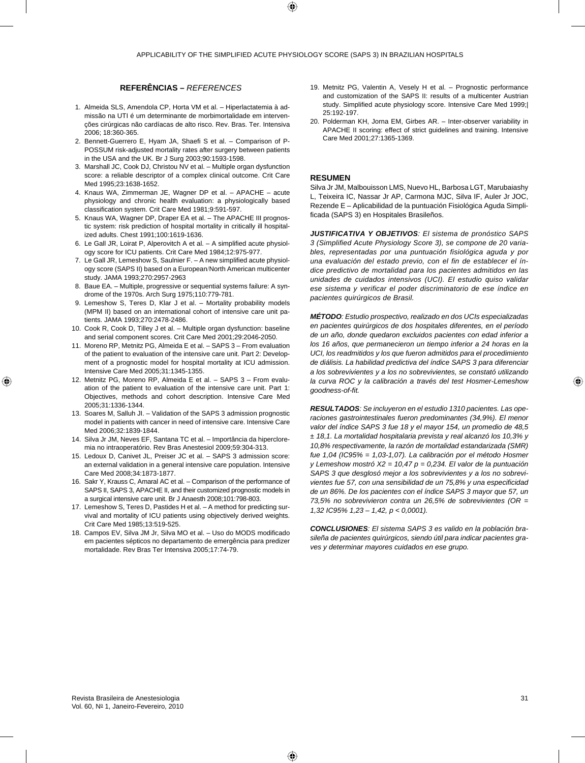## REFERÊNCIAS – *REFERENCES*

1. Almeida SLS, Amendola CP, Horta VM et al. – Hiperlactatemia à admissão na UTI é um determinante de morbimortalidade em intervenções cirúrgicas não cardíacas de alto risco. Rev. Bras. Ter. Intensiva 2006; 18:360-365.
2. Bennett-Guerrero E, Hyam JA, Shaefi S et al. – Comparison of P-POSSUM risk-adjusted mortality rates after surgery between patients in the USA and the UK. Br J Surg 2003;90:1593-1598.
3. Marshall JC, Cook DJ, Christou NV et al. – Multiple organ dysfunction score: a reliable descriptor of a complex clinical outcome. Crit Care Med 1995;23:1638-1652.
4. Knaus WA, Zimmerman JE, Wagner DP et al. – APACHE – acute physiology and chronic health evaluation: a physiologically based classification system. Crit Care Med 1981;9:591-597.
5. Knaus WA, Wagner DP, Draper EA et al. – The APACHE III prognostic system: risk prediction of hospital mortality in critically ill hospitalized adults. Chest 1991;100:1619-1636.
6. Le Gall JR, Loirat P, Alperovitch A et al. – A simplified acute physiology score for ICU patients. Crit Care Med 1984;12:975-977.
7. Le Gall JR, Lemeshow S, Saulnier F. – A new simplified acute physiology score (SAPS II) based on a European/North American multicenter study. JAMA 1993;270:2957-2963
8. Baue EA. – Multiple, progressive or sequential systems failure: A syndrome of the 1970s. Arch Surg 1975;110:779-781.
9. Lemeshow S, Teres D, Klar J et al. – Mortality probability models (MPM II) based on an international cohort of intensive care unit patients. JAMA 1993;270:2478-2486.
10. Cook R, Cook D, Tilley J et al. – Multiple organ dysfunction: baseline and serial component scores. Crit Care Med 2001;29:2046-2050.
11. Moreno RP, Metnitz PG, Almeida E et al. – SAPS 3 – From evaluation of the patient to evaluation of the intensive care unit. Part 2: Development of a prognostic model for hospital mortality at ICU admission. Intensive Care Med 2005;31:1345-1355.
12. Metnitz PG, Moreno RP, Almeida E et al. – SAPS 3 – From evaluation of the patient to evaluation of the intensive care unit. Part 1: Objectives, methods and cohort description. Intensive Care Med 2005;31:1336-1344.
13. Soares M, Salluh JI. – Validation of the SAPS 3 admission prognostic model in patients with cancer in need of intensive care. Intensive Care Med 2006;32:1839-1844.
14. Silva Jr JM, Neves EF, Santana TC et al. – Importância da hipercloremia no intraoperatório. Rev Bras Anestesiol 2009;59:304-313.
15. Ledoux D, Canivet JL, Preiser JC et al. – SAPS 3 admission score: an external validation in a general intensive care population. Intensive Care Med 2008;34:1873-1877.
16. Sakr Y, Krauss C, Amaral AC et al. – Comparison of the performance of SAPS II, SAPS 3, APACHE II, and their customized prognostic models in a surgical intensive care unit. Br J Anaesth 2008;101:798-803.
17. Lemeshow S, Teres D, Pastides H et al. – A method for predicting survival and mortality of ICU patients using objectively derived weights. Crit Care Med 1985;13:519-525.
18. Campos EV, Silva JM Jr, Silva MO et al. – Uso do MODS modificado em pacientes sépticos no departamento de emergência para predizer mortalidade. Rev Bras Ter Intensiva 2005;17:74-79.
19. Metnitz PG, Valentin A, Vesely H et al. – Prognostic performance and customization of the SAPS II: results of a multicenter Austrian study. Simplified acute physiology score. Intensive Care Med 1999;| 25:192-197.
20. Polderman KH, Jorna EM, Girbes AR. – Inter-observer variability in APACHE II scoring: effect of strict guidelines and training. Intensive Care Med 2001;27:1365-1369.

## RESUMEN

Silva Jr JM, Malbouisson LMS, Nuevo HL, Barbosa LGT, Marubaiashy L, Teixeira IC, Nassar Jr AP, Carmona MJC, Silva IF, Auler Jr JOC, Rezende E – Aplicabilidad de la puntuación Fisiológica Aguda Simplificada (SAPS 3) en Hospitales Brasileños.

***JUSTIFICATIVA Y OBJETIVOS****: El sistema de pronóstico SAPS 3 (Simplified Acute Physiology Score 3), se compone de 20 variables, representadas por una puntuación fisiológica aguda y por una evaluación del estado previo, con el fin de establecer el índice predictivo de mortalidad para los pacientes admitidos en las unidades de cuidados intensivos (UCI). El estudio quiso validar ese sistema y verificar el poder discriminatorio de ese índice en pacientes quirúrgicos de Brasil.*

***MÉTODO****: Estudio prospectivo, realizado en dos UCIs especializadas en pacientes quirúrgicos de dos hospitales diferentes, en el período de un año, donde quedaron excluidos pacientes con edad inferior a los 16 años, que permanecieron un tiempo inferior a 24 horas en la UCI, los readmitidos y los que fueron admitidos para el procedimiento de diálisis. La habilidad predictiva del índice SAPS 3 para diferenciar a los sobrevivientes y a los no sobrevivientes, se constató utilizando la curva ROC y la calibración a través del test Hosmer-Lemeshow goodness-of-fit.*

***RESULTADOS****: Se incluyeron en el estudio 1310 pacientes. Las operaciones gastrointestinales fueron predominantes (34,9%). El menor valor del índice SAPS 3 fue 18 y el mayor 154, un promedio de 48,5 ± 18,1. La mortalidad hospitalaria prevista y real alcanzó los 10,3% y 10,8% respectivamente, la razón de mortalidad estandarizada (SMR) fue 1,04 (IC95% = 1,03-1,07). La calibración por el método Hosmer y Lemeshow mostró X2 = 10,47 p = 0,234. El valor de la puntuación SAPS 3 que desglosó mejor a los sobrevivientes y a los no sobrevivientes fue 57, con una sensibilidad de un 75,8% y una especificidad de un 86%. De los pacientes con el índice SAPS 3 mayor que 57, un 73,5% no sobrevivieron contra un 26,5% de sobrevivientes (OR = 1,32 IC95% 1,23 – 1,42, p < 0,0001).*

***CONCLUSIONES****: El sistema SAPS 3 es valido en la población brasileña de pacientes quirúrgicos, siendo útil para indicar pacientes graves y determinar mayores cuidados en ese grupo.*